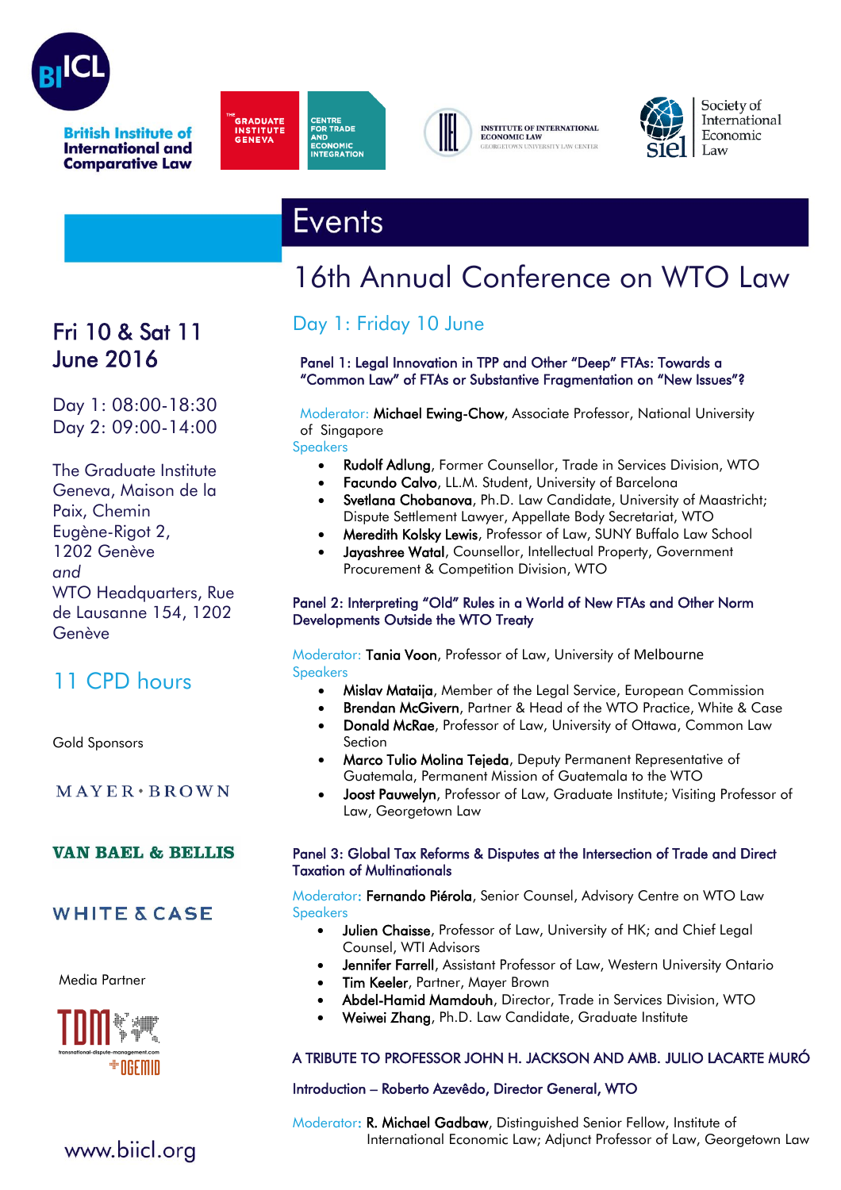British Institute of International and Comparative Law

THE GRADUATE INSTITUTE GENEVA | CENTRE FOR TRADE AND ECONOMIC INTEGRATION

INSTITUTE OF INTERNATIONAL ECONOMIC LAW
GEORGETOWN UNIVERSITY LAW CENTER

Society of International Economic Law

# Events

# 16th Annual Conference on WTO Law

**Fri 10 & Sat 11 June 2016**

Day 1: 08:00-18:30
Day 2: 09:00-14:00

The Graduate Institute Geneva, Maison de la Paix, Chemin Eugène-Rigot 2, 1202 Genève
*and*
WTO Headquarters, Rue de Lausanne 154, 1202 Genève

11 CPD hours

Gold Sponsors

MAYER • BROWN

VAN BAEL & BELLIS

WHITE & CASE

Media Partner

TDM transnational-dispute-management.com + OGEMID

www.biicl.org

## Day 1: Friday 10 June

### Panel 1: Legal Innovation in TPP and Other "Deep" FTAs: Towards a "Common Law" of FTAs or Substantive Fragmentation on "New Issues"?

Moderator: **Michael Ewing-Chow**, Associate Professor, National University of Singapore

Speakers

- **Rudolf Adlung**, Former Counsellor, Trade in Services Division, WTO
- **Facundo Calvo**, LL.M. Student, University of Barcelona
- **Svetlana Chobanova**, Ph.D. Law Candidate, University of Maastricht; Dispute Settlement Lawyer, Appellate Body Secretariat, WTO
- **Meredith Kolsky Lewis**, Professor of Law, SUNY Buffalo Law School
- **Jayashree Watal**, Counsellor, Intellectual Property, Government Procurement & Competition Division, WTO

### Panel 2: Interpreting "Old" Rules in a World of New FTAs and Other Norm Developments Outside the WTO Treaty

Moderator: **Tania Voon**, Professor of Law, University of Melbourne

Speakers

- **Mislav Mataija**, Member of the Legal Service, European Commission
- **Brendan McGivern**, Partner & Head of the WTO Practice, White & Case
- **Donald McRae**, Professor of Law, University of Ottawa, Common Law Section
- **Marco Tulio Molina Tejeda**, Deputy Permanent Representative of Guatemala, Permanent Mission of Guatemala to the WTO
- **Joost Pauwelyn**, Professor of Law, Graduate Institute; Visiting Professor of Law, Georgetown Law

### Panel 3: Global Tax Reforms & Disputes at the Intersection of Trade and Direct Taxation of Multinationals

Moderator: **Fernando Piérola**, Senior Counsel, Advisory Centre on WTO Law

Speakers

- **Julien Chaisse**, Professor of Law, University of HK; and Chief Legal Counsel, WTI Advisors
- **Jennifer Farrell**, Assistant Professor of Law, Western University Ontario
- **Tim Keeler**, Partner, Mayer Brown
- **Abdel-Hamid Mamdouh**, Director, Trade in Services Division, WTO
- **Weiwei Zhang**, Ph.D. Law Candidate, Graduate Institute

### A TRIBUTE TO PROFESSOR JOHN H. JACKSON AND AMB. JULIO LACARTE MURÓ

**Introduction – Roberto Azevêdo, Director General, WTO**

Moderator: **R. Michael Gadbaw**, Distinguished Senior Fellow, Institute of International Economic Law; Adjunct Professor of Law, Georgetown Law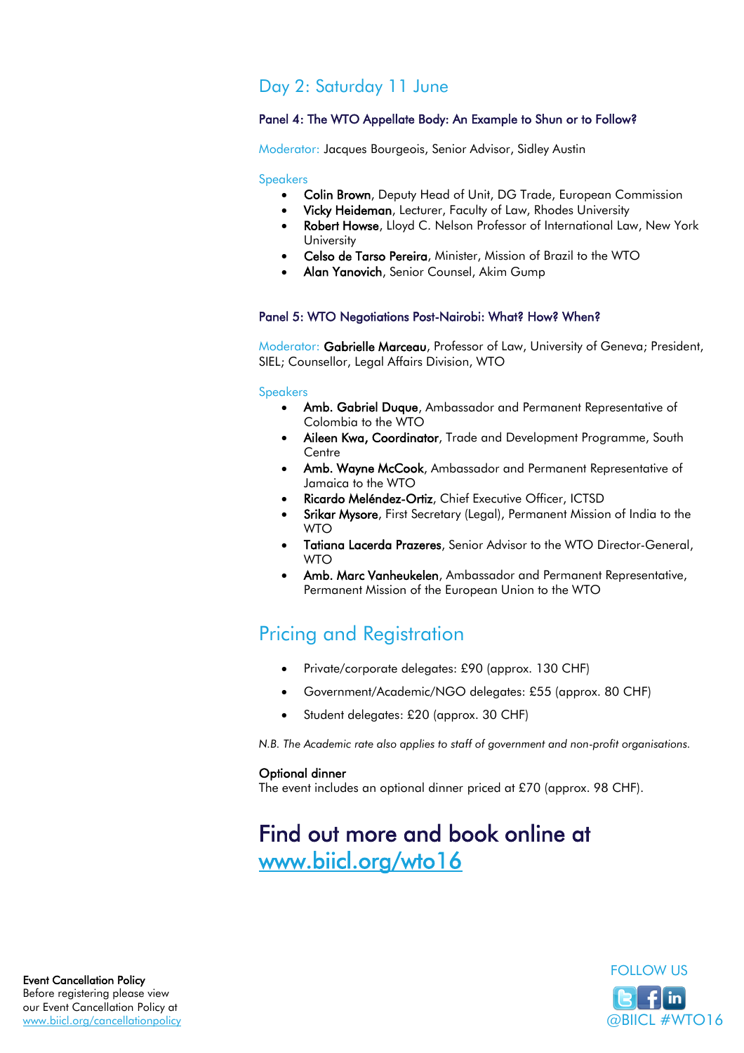## Day 2: Saturday 11 June

### Panel 4: The WTO Appellate Body: An Example to Shun or to Follow?

Moderator: Jacques Bourgeois, Senior Advisor, Sidley Austin

Speakers

- **Colin Brown**, Deputy Head of Unit, DG Trade, European Commission
- **Vicky Heideman**, Lecturer, Faculty of Law, Rhodes University
- **Robert Howse**, Lloyd C. Nelson Professor of International Law, New York University
- **Celso de Tarso Pereira**, Minister, Mission of Brazil to the WTO
- **Alan Yanovich**, Senior Counsel, Akim Gump

### Panel 5: WTO Negotiations Post-Nairobi: What? How? When?

Moderator: **Gabrielle Marceau**, Professor of Law, University of Geneva; President, SIEL; Counsellor, Legal Affairs Division, WTO

Speakers

- **Amb. Gabriel Duque**, Ambassador and Permanent Representative of Colombia to the WTO
- **Aileen Kwa, Coordinator**, Trade and Development Programme, South Centre
- **Amb. Wayne McCook**, Ambassador and Permanent Representative of Jamaica to the WTO
- **Ricardo Meléndez-Ortiz**, Chief Executive Officer, ICTSD
- **Srikar Mysore**, First Secretary (Legal), Permanent Mission of India to the WTO
- **Tatiana Lacerda Prazeres**, Senior Advisor to the WTO Director-General, WTO
- **Amb. Marc Vanheukelen**, Ambassador and Permanent Representative, Permanent Mission of the European Union to the WTO

## Pricing and Registration

- Private/corporate delegates: £90 (approx. 130 CHF)
- Government/Academic/NGO delegates: £55 (approx. 80 CHF)
- Student delegates: £20 (approx. 30 CHF)

*N.B. The Academic rate also applies to staff of government and non-profit organisations.*

**Optional dinner**
The event includes an optional dinner priced at £70 (approx. 98 CHF).

# Find out more and book online at [www.biicl.org/wto16](http://www.biicl.org/wto16)

**Event Cancellation Policy**
Before registering please view our Event Cancellation Policy at [www.biicl.org/cancellationpolicy](http://www.biicl.org/cancellationpolicy)

FOLLOW US
@BIICL #WTO16